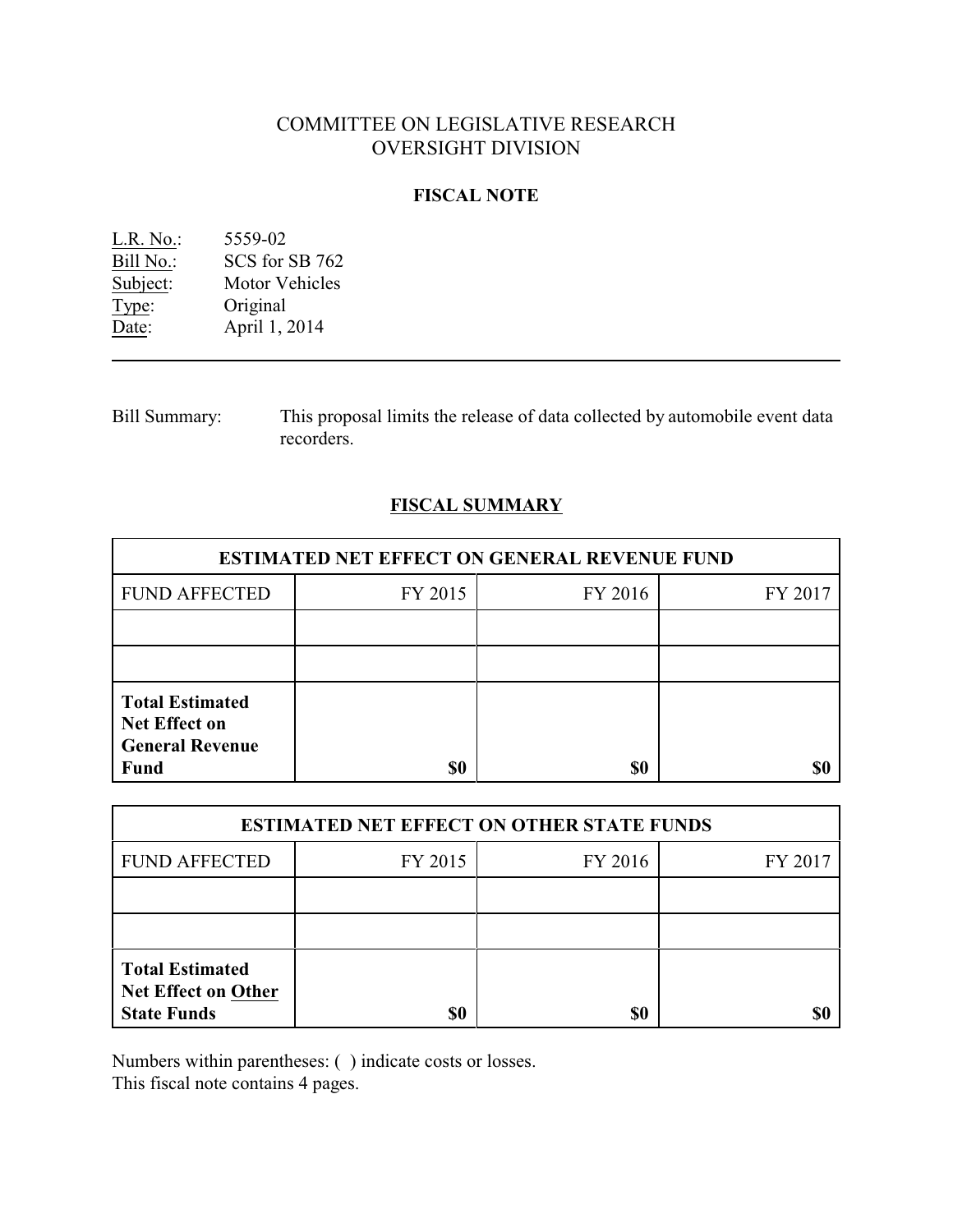# COMMITTEE ON LEGISLATIVE RESEARCH
# OVERSIGHT DIVISION

## FISCAL NOTE

L.R. No.: 5559-02
Bill No.: SCS for SB 762
Subject: Motor Vehicles
Type: Original
Date: April 1, 2014

---

Bill Summary: This proposal limits the release of data collected by automobile event data recorders.

## FISCAL SUMMARY

| ESTIMATED NET EFFECT ON GENERAL REVENUE FUND | | | |
|---|---|---|---|
| FUND AFFECTED | FY 2015 | FY 2016 | FY 2017 |
| | | | |
| | | | |
| **Total Estimated Net Effect on General Revenue Fund** | **$0** | **$0** | **$0** |

| ESTIMATED NET EFFECT ON OTHER STATE FUNDS | | | |
|---|---|---|---|
| FUND AFFECTED | FY 2015 | FY 2016 | FY 2017 |
| | | | |
| | | | |
| **Total Estimated Net Effect on Other State Funds** | **$0** | **$0** | **$0** |

Numbers within parentheses: ( ) indicate costs or losses.
This fiscal note contains 4 pages.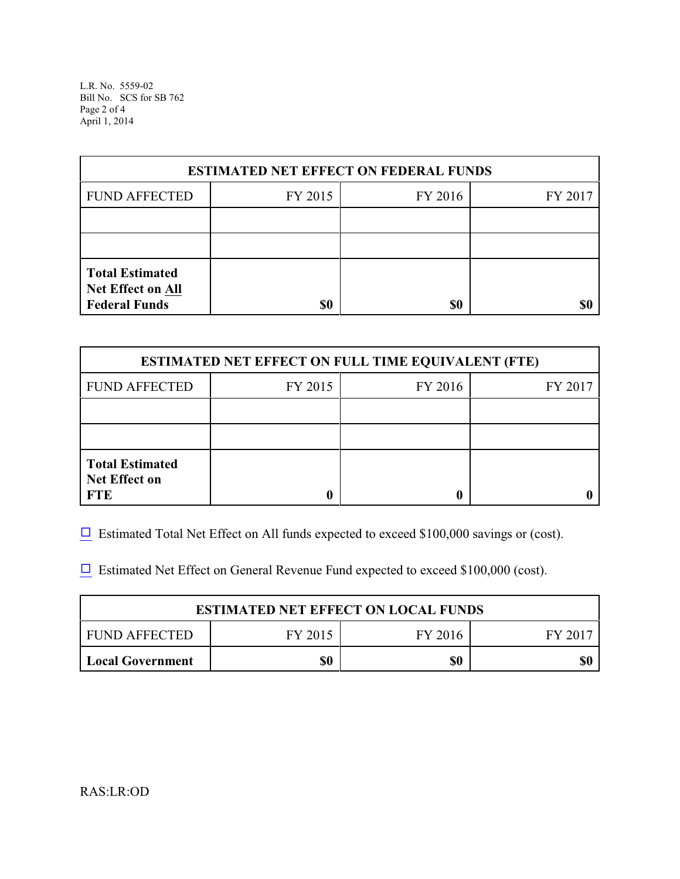| ESTIMATED NET EFFECT ON FEDERAL FUNDS | | | |
|---|---|---|---|
| FUND AFFECTED | FY 2015 | FY 2016 | FY 2017 |
| | | | |
| | | | |
| **Total Estimated Net Effect on All Federal Funds** | **$0** | **$0** | **$0** |

| ESTIMATED NET EFFECT ON FULL TIME EQUIVALENT (FTE) | | | |
|---|---|---|---|
| FUND AFFECTED | FY 2015 | FY 2016 | FY 2017 |
| | | | |
| | | | |
| **Total Estimated Net Effect on FTE** | **0** | **0** | **0** |

☐ Estimated Total Net Effect on All funds expected to exceed $100,000 savings or (cost).

☐ Estimated Net Effect on General Revenue Fund expected to exceed $100,000 (cost).

| ESTIMATED NET EFFECT ON LOCAL FUNDS | | | |
|---|---|---|---|
| FUND AFFECTED | FY 2015 | FY 2016 | FY 2017 |
| **Local Government** | **$0** | **$0** | **$0** |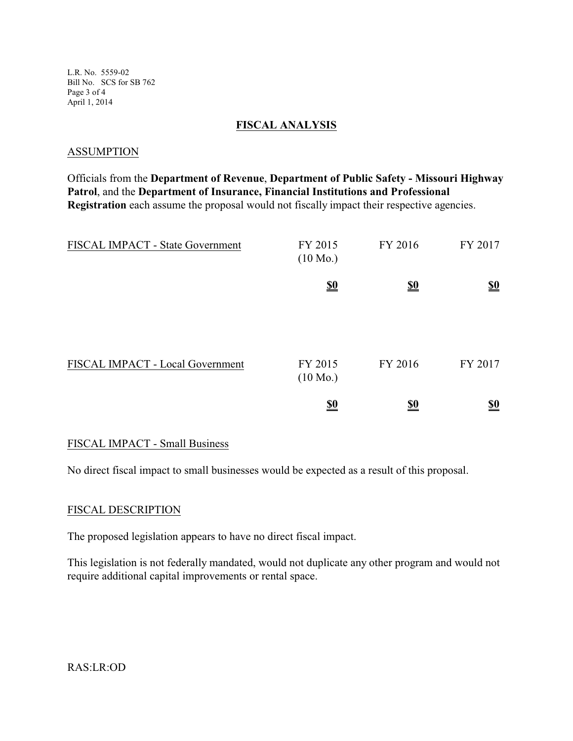## FISCAL ANALYSIS

### ASSUMPTION

Officials from the **Department of Revenue**, **Department of Public Safety - Missouri Highway Patrol**, and the **Department of Insurance, Financial Institutions and Professional Registration** each assume the proposal would not fiscally impact their respective agencies.

| FISCAL IMPACT - State Government | FY 2015 (10 Mo.) | FY 2016 | FY 2017 |
|---|---|---|---|
| | **$0** | **$0** | **$0** |

| FISCAL IMPACT - Local Government | FY 2015 (10 Mo.) | FY 2016 | FY 2017 |
|---|---|---|---|
| | **$0** | **$0** | **$0** |

### FISCAL IMPACT - Small Business

No direct fiscal impact to small businesses would be expected as a result of this proposal.

### FISCAL DESCRIPTION

The proposed legislation appears to have no direct fiscal impact.

This legislation is not federally mandated, would not duplicate any other program and would not require additional capital improvements or rental space.

RAS:LR:OD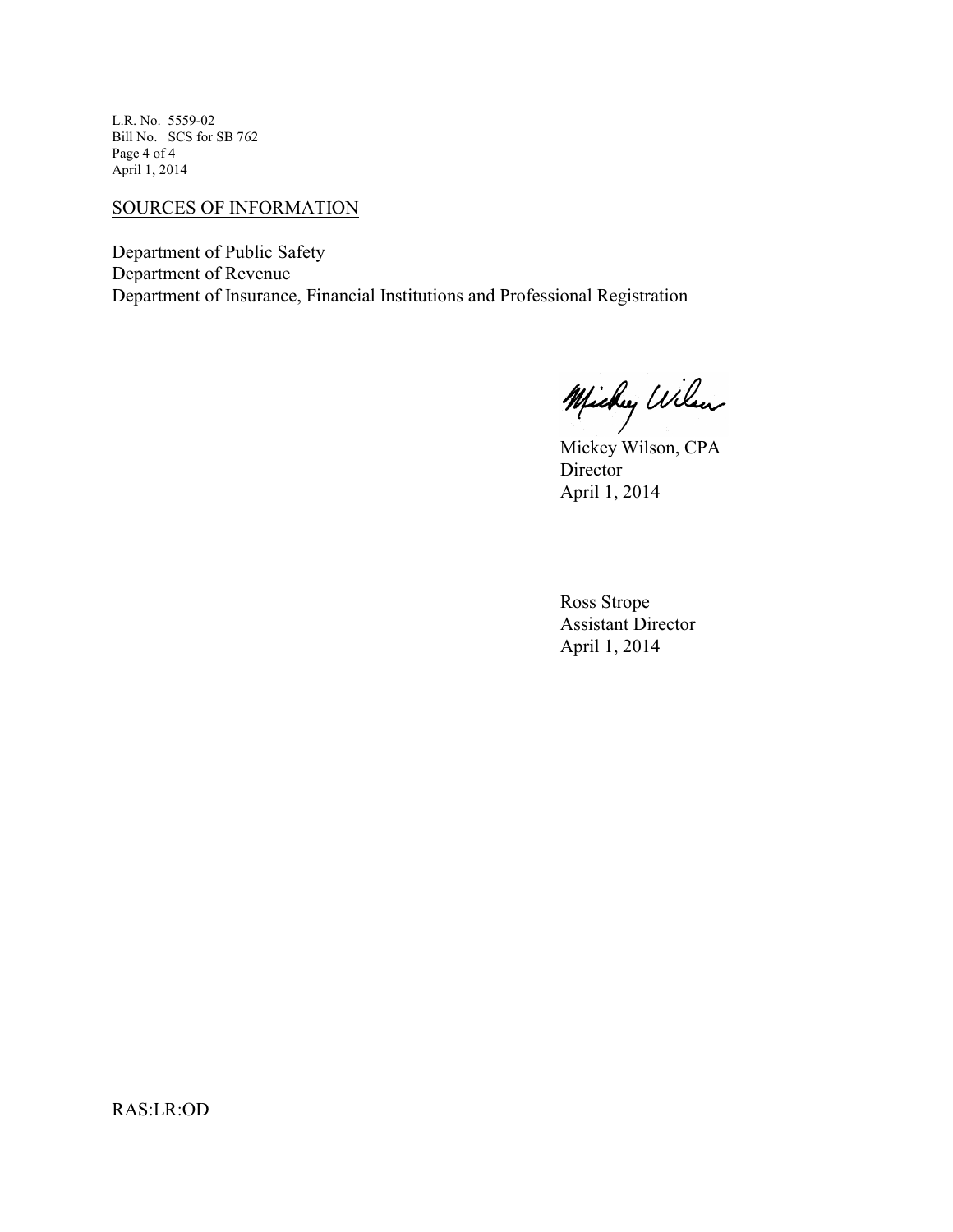## SOURCES OF INFORMATION

Department of Public Safety
Department of Revenue
Department of Insurance, Financial Institutions and Professional Registration

Mickey Wilson, CPA
Director
April 1, 2014

Ross Strope
Assistant Director
April 1, 2014

RAS:LR:OD